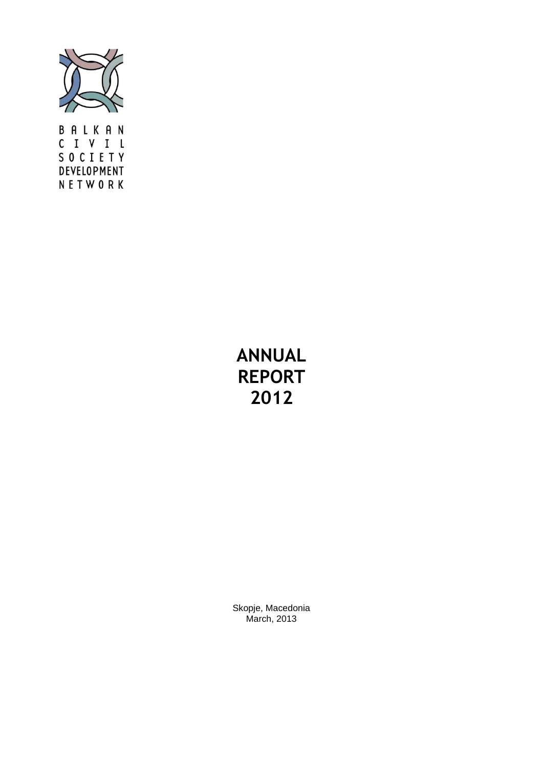BALKAN CIVIL SOCIETY DEVELOPMENT NETWORK

# ANNUAL REPORT 2012

Skopje, Macedonia
March, 2013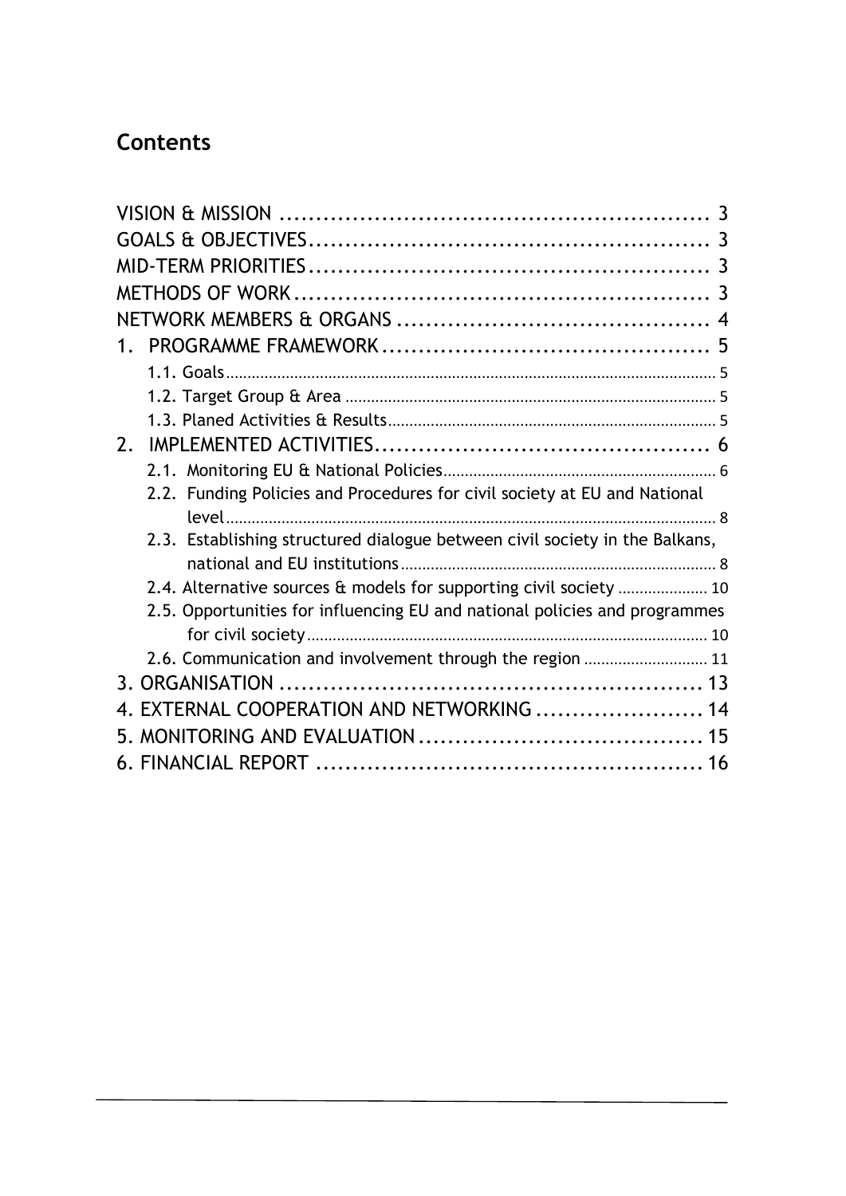# Contents

VISION & MISSION ........................................................ 3
GOALS & OBJECTIVES...................................................... 3
MID-TERM PRIORITIES...................................................... 3
METHODS OF WORK........................................................ 3
NETWORK MEMBERS & ORGANS .......................................... 4
1. PROGRAMME FRAMEWORK............................................. 5
   1.1. Goals ........................................................................ 5
   1.2. Target Group & Area ...................................................... 5
   1.3. Planed Activities & Results ............................................. 5
2. IMPLEMENTED ACTIVITIES.............................................. 6
   2.1. Monitoring EU & National Policies ...................................... 6
   2.2. Funding Policies and Procedures for civil society at EU and National level ............................................................................ 8
   2.3. Establishing structured dialogue between civil society in the Balkans, national and EU institutions ........................................................ 8
   2.4. Alternative sources & models for supporting civil society ................ 10
   2.5. Opportunities for influencing EU and national policies and programmes for civil society ............................................................ 10
   2.6. Communication and involvement through the region ...................... 11
3. ORGANISATION ......................................................... 13
4. EXTERNAL COOPERATION AND NETWORKING ....................... 14
5. MONITORING AND EVALUATION ....................................... 15
6. FINANCIAL REPORT .................................................... 16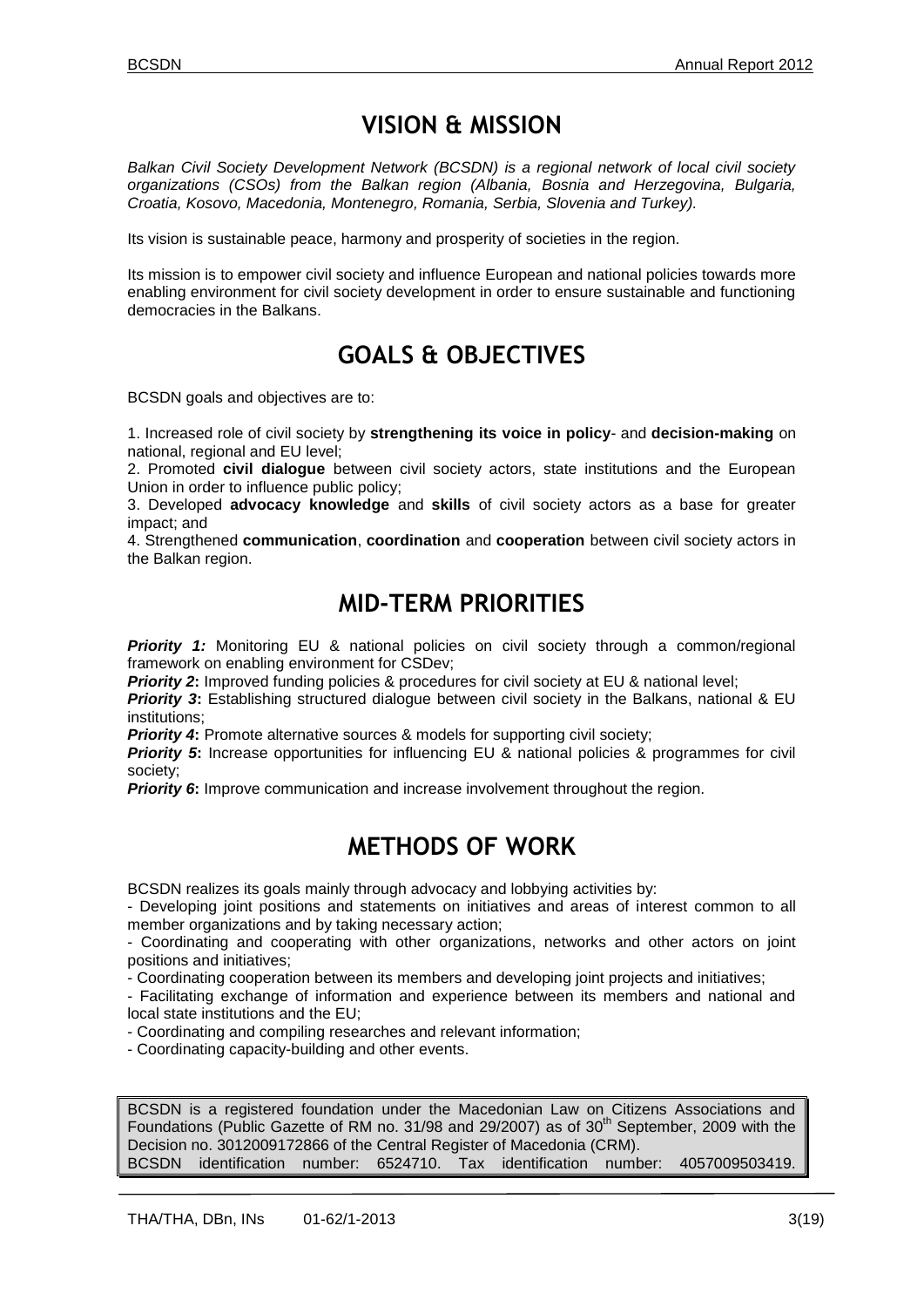# VISION & MISSION

*Balkan Civil Society Development Network (BCSDN) is a regional network of local civil society organizations (CSOs) from the Balkan region (Albania, Bosnia and Herzegovina, Bulgaria, Croatia, Kosovo, Macedonia, Montenegro, Romania, Serbia, Slovenia and Turkey).*

Its vision is sustainable peace, harmony and prosperity of societies in the region.

Its mission is to empower civil society and influence European and national policies towards more enabling environment for civil society development in order to ensure sustainable and functioning democracies in the Balkans.

# GOALS & OBJECTIVES

BCSDN goals and objectives are to:

1. Increased role of civil society by **strengthening its voice in policy**- and **decision-making** on national, regional and EU level;
2. Promoted **civil dialogue** between civil society actors, state institutions and the European Union in order to influence public policy;
3. Developed **advocacy knowledge** and **skills** of civil society actors as a base for greater impact; and
4. Strengthened **communication**, **coordination** and **cooperation** between civil society actors in the Balkan region.

# MID-TERM PRIORITIES

***Priority 1:*** Monitoring EU & national policies on civil society through a common/regional framework on enabling environment for CSDev;
***Priority 2*:** Improved funding policies & procedures for civil society at EU & national level;
***Priority 3*:** Establishing structured dialogue between civil society in the Balkans, national & EU institutions;
***Priority 4*:** Promote alternative sources & models for supporting civil society;
***Priority 5*:** Increase opportunities for influencing EU & national policies & programmes for civil society;
***Priority 6*:** Improve communication and increase involvement throughout the region.

# METHODS OF WORK

BCSDN realizes its goals mainly through advocacy and lobbying activities by:
- Developing joint positions and statements on initiatives and areas of interest common to all member organizations and by taking necessary action;
- Coordinating and cooperating with other organizations, networks and other actors on joint positions and initiatives;
- Coordinating cooperation between its members and developing joint projects and initiatives;
- Facilitating exchange of information and experience between its members and national and local state institutions and the EU;
- Coordinating and compiling researches and relevant information;
- Coordinating capacity-building and other events.

BCSDN is a registered foundation under the Macedonian Law on Citizens Associations and Foundations (Public Gazette of RM no. 31/98 and 29/2007) as of 30th September, 2009 with the Decision no. 3012009172866 of the Central Register of Macedonia (CRM).
BCSDN identification number: 6524710. Tax identification number: 4057009503419.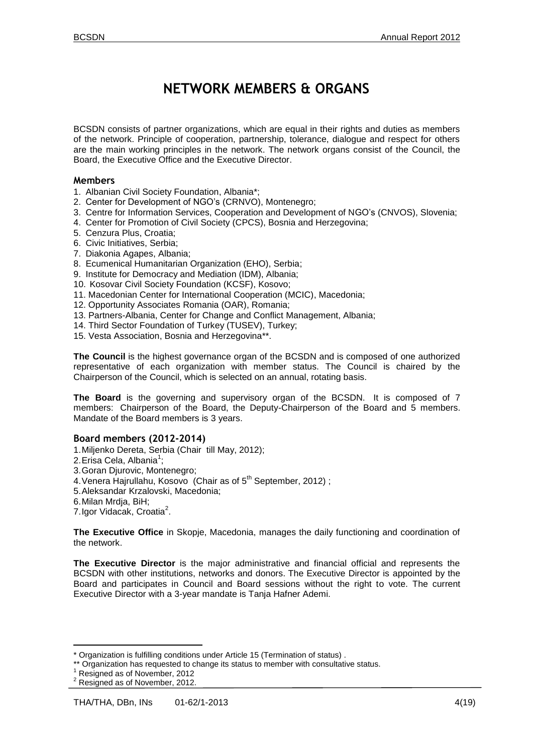# NETWORK MEMBERS & ORGANS

BCSDN consists of partner organizations, which are equal in their rights and duties as members of the network. Principle of cooperation, partnership, tolerance, dialogue and respect for others are the main working principles in the network. The network organs consist of the Council, the Board, the Executive Office and the Executive Director.

### Members

1. Albanian Civil Society Foundation, Albania*;
2. Center for Development of NGO's (CRNVO), Montenegro;
3. Centre for Information Services, Cooperation and Development of NGO's (CNVOS), Slovenia;
4. Center for Promotion of Civil Society (CPCS), Bosnia and Herzegovina;
5. Cenzura Plus, Croatia;
6. Civic Initiatives, Serbia;
7. Diakonia Agapes, Albania;
8. Ecumenical Humanitarian Organization (EHO), Serbia;
9. Institute for Democracy and Mediation (IDM), Albania;
10. Kosovar Civil Society Foundation (KCSF), Kosovo;
11. Macedonian Center for International Cooperation (MCIC), Macedonia;
12. Opportunity Associates Romania (OAR), Romania;
13. Partners-Albania, Center for Change and Conflict Management, Albania;
14. Third Sector Foundation of Turkey (TUSEV), Turkey;
15. Vesta Association, Bosnia and Herzegovina**.

**The Council** is the highest governance organ of the BCSDN and is composed of one authorized representative of each organization with member status. The Council is chaired by the Chairperson of the Council, which is selected on an annual, rotating basis.

**The Board** is the governing and supervisory organ of the BCSDN. It is composed of 7 members: Chairperson of the Board, the Deputy-Chairperson of the Board and 5 members. Mandate of the Board members is 3 years.

### Board members (2012-2014)

1. Miljenko Dereta, Serbia (Chair till May, 2012);
2. Erisa Cela, Albania[1];
3. Goran Djurovic, Montenegro;
4. Venera Hajrullahu, Kosovo (Chair as of 5th September, 2012) ;
5. Aleksandar Krzalovski, Macedonia;
6. Milan Mrdja, BiH;
7. Igor Vidacak, Croatia[2].

**The Executive Office** in Skopje, Macedonia, manages the daily functioning and coordination of the network.

**The Executive Director** is the major administrative and financial official and represents the BCSDN with other institutions, networks and donors. The Executive Director is appointed by the Board and participates in Council and Board sessions without the right to vote. The current Executive Director with a 3-year mandate is Tanja Hafner Ademi.

---

\* Organization is fulfilling conditions under Article 15 (Termination of status) .

\*\* Organization has requested to change its status to member with consultative status.

[1] Resigned as of November, 2012

[2] Resigned as of November, 2012.

THA/THA, DBn, INs 01-62/1-2013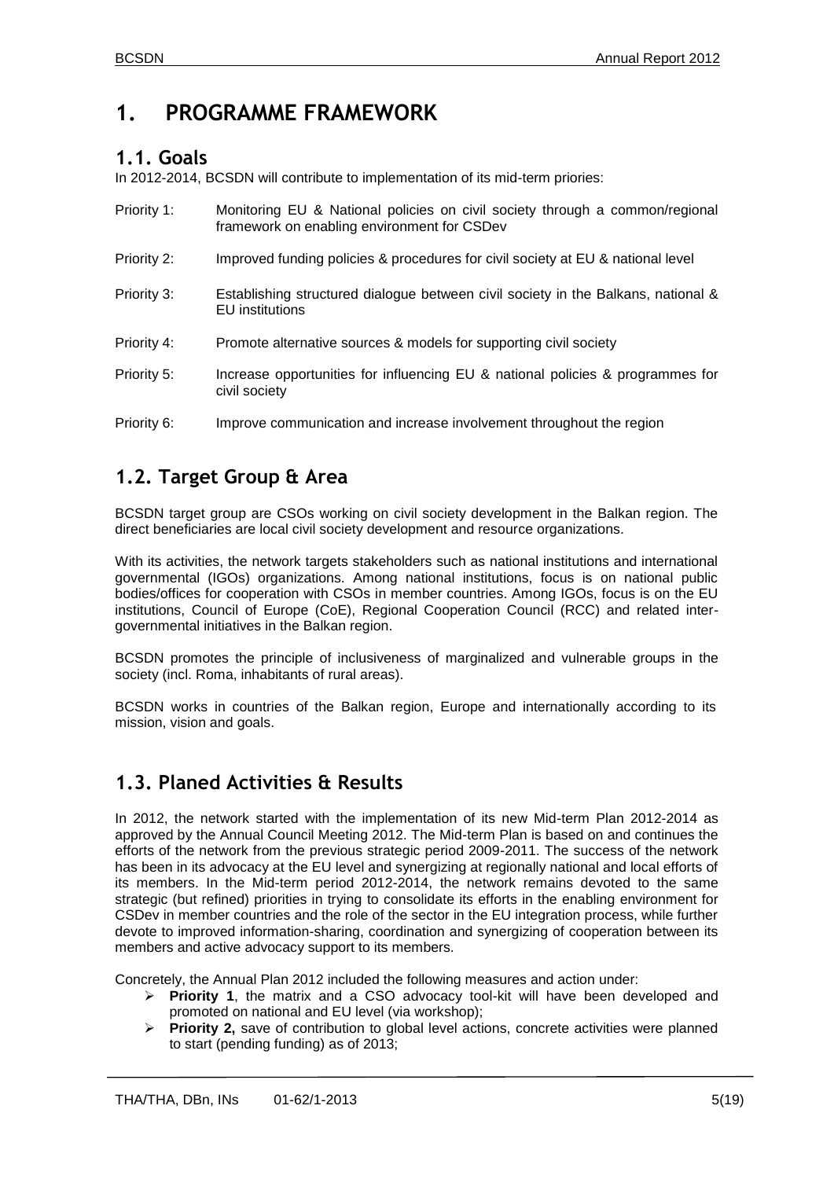# 1. PROGRAMME FRAMEWORK

## 1.1. Goals

In 2012-2014, BCSDN will contribute to implementation of its mid-term priories:

- Priority 1: Monitoring EU & National policies on civil society through a common/regional framework on enabling environment for CSDev
- Priority 2: Improved funding policies & procedures for civil society at EU & national level
- Priority 3: Establishing structured dialogue between civil society in the Balkans, national & EU institutions
- Priority 4: Promote alternative sources & models for supporting civil society
- Priority 5: Increase opportunities for influencing EU & national policies & programmes for civil society
- Priority 6: Improve communication and increase involvement throughout the region

## 1.2. Target Group & Area

BCSDN target group are CSOs working on civil society development in the Balkan region. The direct beneficiaries are local civil society development and resource organizations.

With its activities, the network targets stakeholders such as national institutions and international governmental (IGOs) organizations. Among national institutions, focus is on national public bodies/offices for cooperation with CSOs in member countries. Among IGOs, focus is on the EU institutions, Council of Europe (CoE), Regional Cooperation Council (RCC) and related inter-governmental initiatives in the Balkan region.

BCSDN promotes the principle of inclusiveness of marginalized and vulnerable groups in the society (incl. Roma, inhabitants of rural areas).

BCSDN works in countries of the Balkan region, Europe and internationally according to its mission, vision and goals.

## 1.3. Planed Activities & Results

In 2012, the network started with the implementation of its new Mid-term Plan 2012-2014 as approved by the Annual Council Meeting 2012. The Mid-term Plan is based on and continues the efforts of the network from the previous strategic period 2009-2011. The success of the network has been in its advocacy at the EU level and synergizing at regionally national and local efforts of its members. In the Mid-term period 2012-2014, the network remains devoted to the same strategic (but refined) priorities in trying to consolidate its efforts in the enabling environment for CSDev in member countries and the role of the sector in the EU integration process, while further devote to improved information-sharing, coordination and synergizing of cooperation between its members and active advocacy support to its members.

Concretely, the Annual Plan 2012 included the following measures and action under:

- **Priority 1**, the matrix and a CSO advocacy tool-kit will have been developed and promoted on national and EU level (via workshop);
- **Priority 2,** save of contribution to global level actions, concrete activities were planned to start (pending funding) as of 2013;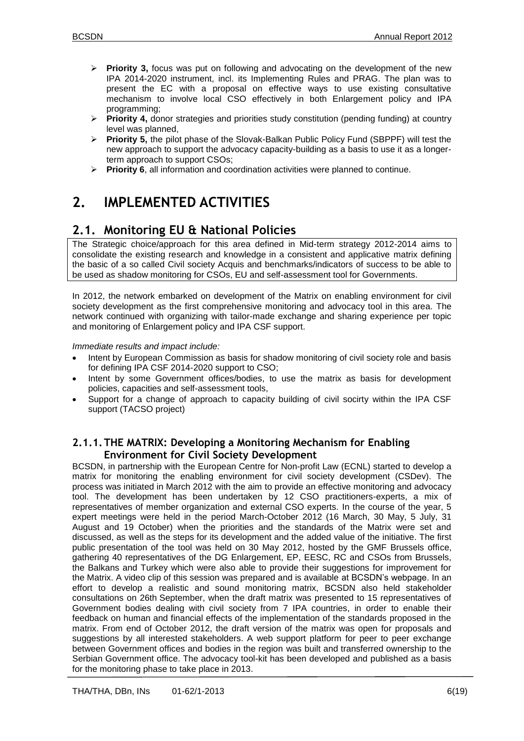- **Priority 3,** focus was put on following and advocating on the development of the new IPA 2014-2020 instrument, incl. its Implementing Rules and PRAG. The plan was to present the EC with a proposal on effective ways to use existing consultative mechanism to involve local CSO effectively in both Enlargement policy and IPA programming;
- **Priority 4,** donor strategies and priorities study constitution (pending funding) at country level was planned,
- **Priority 5,** the pilot phase of the Slovak-Balkan Public Policy Fund (SBPPF) will test the new approach to support the advocacy capacity-building as a basis to use it as a longer-term approach to support CSOs;
- **Priority 6**, all information and coordination activities were planned to continue.

# 2. IMPLEMENTED ACTIVITIES

## 2.1. Monitoring EU & National Policies

The Strategic choice/approach for this area defined in Mid-term strategy 2012-2014 aims to consolidate the existing research and knowledge in a consistent and applicative matrix defining the basic of a so called Civil society Acquis and benchmarks/indicators of success to be able to be used as shadow monitoring for CSOs, EU and self-assessment tool for Governments.

In 2012, the network embarked on development of the Matrix on enabling environment for civil society development as the first comprehensive monitoring and advocacy tool in this area. The network continued with organizing with tailor-made exchange and sharing experience per topic and monitoring of Enlargement policy and IPA CSF support.

*Immediate results and impact include:*

- Intent by European Commission as basis for shadow monitoring of civil society role and basis for defining IPA CSF 2014-2020 support to CSO;
- Intent by some Government offices/bodies, to use the matrix as basis for development policies, capacities and self-assessment tools,
- Support for a change of approach to capacity building of civil socirty within the IPA CSF support (TACSO project)

### 2.1.1. THE MATRIX: Developing a Monitoring Mechanism for Enabling Environment for Civil Society Development

BCSDN, in partnership with the European Centre for Non-profit Law (ECNL) started to develop a matrix for monitoring the enabling environment for civil society development (CSDev). The process was initiated in March 2012 with the aim to provide an effective monitoring and advocacy tool. The development has been undertaken by 12 CSO practitioners-experts, a mix of representatives of member organization and external CSO experts. In the course of the year, 5 expert meetings were held in the period March-October 2012 (16 March, 30 May, 5 July, 31 August and 19 October) when the priorities and the standards of the Matrix were set and discussed, as well as the steps for its development and the added value of the initiative. The first public presentation of the tool was held on 30 May 2012, hosted by the GMF Brussels office, gathering 40 representatives of the DG Enlargement, EP, EESC, RC and CSOs from Brussels, the Balkans and Turkey which were also able to provide their suggestions for improvement for the Matrix. A video clip of this session was prepared and is available at BCSDN's webpage. In an effort to develop a realistic and sound monitoring matrix, BCSDN also held stakeholder consultations on 26th September, when the draft matrix was presented to 15 representatives of Government bodies dealing with civil society from 7 IPA countries, in order to enable their feedback on human and financial effects of the implementation of the standards proposed in the matrix. From end of October 2012, the draft version of the matrix was open for proposals and suggestions by all interested stakeholders. A web support platform for peer to peer exchange between Government offices and bodies in the region was built and transferred ownership to the Serbian Government office. The advocacy tool-kit has been developed and published as a basis for the monitoring phase to take place in 2013.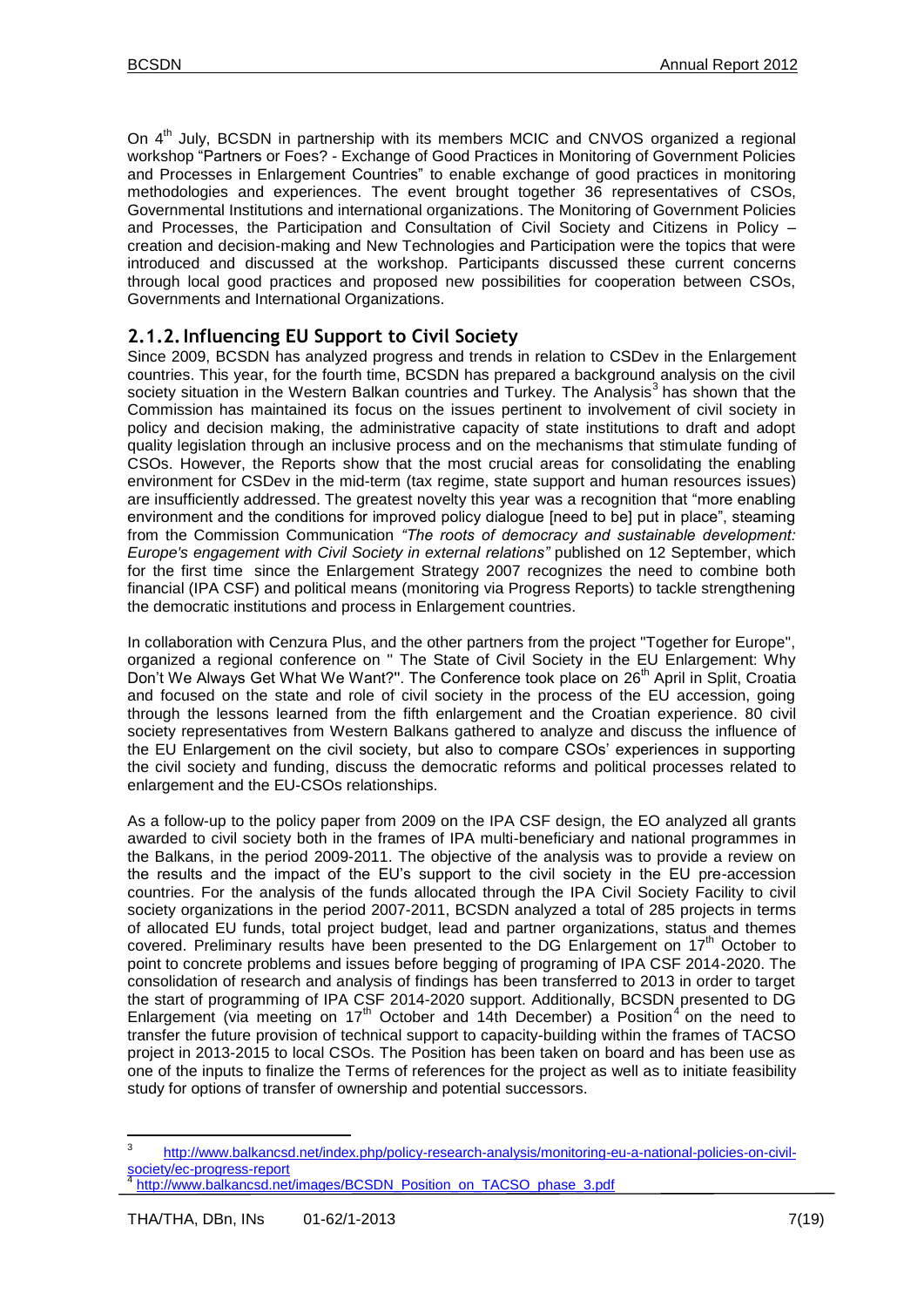On 4th July, BCSDN in partnership with its members MCIC and CNVOS organized a regional workshop "Partners or Foes? - Exchange of Good Practices in Monitoring of Government Policies and Processes in Enlargement Countries" to enable exchange of good practices in monitoring methodologies and experiences. The event brought together 36 representatives of CSOs, Governmental Institutions and international organizations. The Monitoring of Government Policies and Processes, the Participation and Consultation of Civil Society and Citizens in Policy – creation and decision-making and New Technologies and Participation were the topics that were introduced and discussed at the workshop. Participants discussed these current concerns through local good practices and proposed new possibilities for cooperation between CSOs, Governments and International Organizations.

### 2.1.2. Influencing EU Support to Civil Society

Since 2009, BCSDN has analyzed progress and trends in relation to CSDev in the Enlargement countries. This year, for the fourth time, BCSDN has prepared a background analysis on the civil society situation in the Western Balkan countries and Turkey. The Analysis[3] has shown that the Commission has maintained its focus on the issues pertinent to involvement of civil society in policy and decision making, the administrative capacity of state institutions to draft and adopt quality legislation through an inclusive process and on the mechanisms that stimulate funding of CSOs. However, the Reports show that the most crucial areas for consolidating the enabling environment for CSDev in the mid-term (tax regime, state support and human resources issues) are insufficiently addressed. The greatest novelty this year was a recognition that "more enabling environment and the conditions for improved policy dialogue [need to be] put in place", steaming from the Commission Communication *"The roots of democracy and sustainable development: Europe's engagement with Civil Society in external relations"* published on 12 September, which for the first time since the Enlargement Strategy 2007 recognizes the need to combine both financial (IPA CSF) and political means (monitoring via Progress Reports) to tackle strengthening the democratic institutions and process in Enlargement countries.

In collaboration with Cenzura Plus, and the other partners from the project "Together for Europe", organized a regional conference on " The State of Civil Society in the EU Enlargement: Why Don't We Always Get What We Want?". The Conference took place on 26th April in Split, Croatia and focused on the state and role of civil society in the process of the EU accession, going through the lessons learned from the fifth enlargement and the Croatian experience. 80 civil society representatives from Western Balkans gathered to analyze and discuss the influence of the EU Enlargement on the civil society, but also to compare CSOs' experiences in supporting the civil society and funding, discuss the democratic reforms and political processes related to enlargement and the EU-CSOs relationships.

As a follow-up to the policy paper from 2009 on the IPA CSF design, the EO analyzed all grants awarded to civil society both in the frames of IPA multi-beneficiary and national programmes in the Balkans, in the period 2009-2011. The objective of the analysis was to provide a review on the results and the impact of the EU's support to the civil society in the EU pre-accession countries. For the analysis of the funds allocated through the IPA Civil Society Facility to civil society organizations in the period 2007-2011, BCSDN analyzed a total of 285 projects in terms of allocated EU funds, total project budget, lead and partner organizations, status and themes covered. Preliminary results have been presented to the DG Enlargement on 17th October to point to concrete problems and issues before begging of programing of IPA CSF 2014-2020. The consolidation of research and analysis of findings has been transferred to 2013 in order to target the start of programming of IPA CSF 2014-2020 support. Additionally, BCSDN presented to DG Enlargement (via meeting on 17th October and 14th December) a Position[4] on the need to transfer the future provision of technical support to capacity-building within the frames of TACSO project in 2013-2015 to local CSOs. The Position has been taken on board and has been use as one of the inputs to finalize the Terms of references for the project as well as to initiate feasibility study for options of transfer of ownership and potential successors.

---

[3] http://www.balkancsd.net/index.php/policy-research-analysis/monitoring-eu-a-national-policies-on-civil-society/ec-progress-report

[4] http://www.balkancsd.net/images/BCSDN_Position_on_TACSO_phase_3.pdf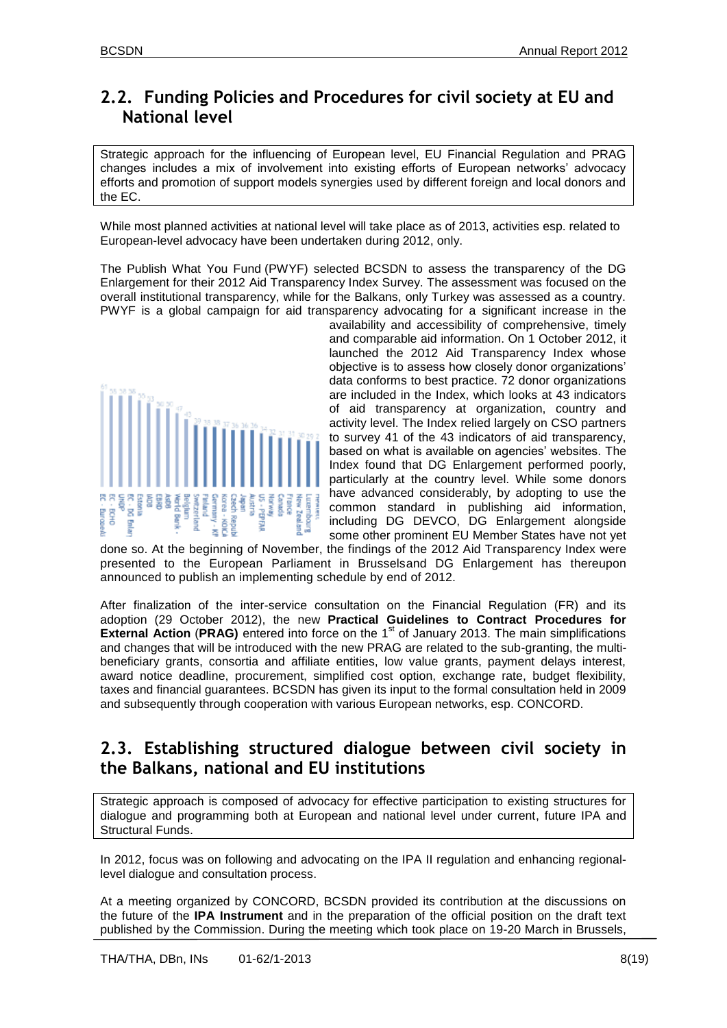## 2.2. Funding Policies and Procedures for civil society at EU and National level

Strategic approach for the influencing of European level, EU Financial Regulation and PRAG changes includes a mix of involvement into existing efforts of European networks' advocacy efforts and promotion of support models synergies used by different foreign and local donors and the EC.

While most planned activities at national level will take place as of 2013, activities esp. related to European-level advocacy have been undertaken during 2012, only.

The Publish What You Fund (PWYF) selected BCSDN to assess the transparency of the DG Enlargement for their 2012 Aid Transparency Index Survey. The assessment was focused on the overall institutional transparency, while for the Balkans, only Turkey was assessed as a country. PWYF is a global campaign for aid transparency advocating for a significant increase in the availability and accessibility of comprehensive, timely and comparable aid information. On 1 October 2012, it launched the 2012 Aid Transparency Index whose objective is to assess how closely donor organizations' data conforms to best practice. 72 donor organizations are included in the Index, which looks at 43 indicators of aid transparency at organization, country and activity level. The Index relied largely on CSO partners to survey 41 of the 43 indicators of aid transparency, based on what is available on agencies' websites. The Index found that DG Enlargement performed poorly, particularly at the country level. While some donors have advanced considerably, by adopting to use the common standard in publishing aid information, including DG DEVCO, DG Enlargement alongside some other prominent EU Member States have not yet done so. At the beginning of November, the findings of the 2012 Aid Transparency Index were presented to the European Parliament in Brusselsand DG Enlargement has thereupon announced to publish an implementing schedule by end of 2012.

After finalization of the inter-service consultation on the Financial Regulation (FR) and its adoption (29 October 2012), the new **Practical Guidelines to Contract Procedures for External Action** (**PRAG)** entered into force on the 1st of January 2013. The main simplifications and changes that will be introduced with the new PRAG are related to the sub-granting, the multi-beneficiary grants, consortia and affiliate entities, low value grants, payment delays interest, award notice deadline, procurement, simplified cost option, exchange rate, budget flexibility, taxes and financial guarantees. BCSDN has given its input to the formal consultation held in 2009 and subsequently through cooperation with various European networks, esp. CONCORD.

## 2.3. Establishing structured dialogue between civil society in the Balkans, national and EU institutions

Strategic approach is composed of advocacy for effective participation to existing structures for dialogue and programming both at European and national level under current, future IPA and Structural Funds.

In 2012, focus was on following and advocating on the IPA II regulation and enhancing regional-level dialogue and consultation process.

At a meeting organized by CONCORD, BCSDN provided its contribution at the discussions on the future of the **IPA Instrument** and in the preparation of the official position on the draft text published by the Commission. During the meeting which took place on 19-20 March in Brussels,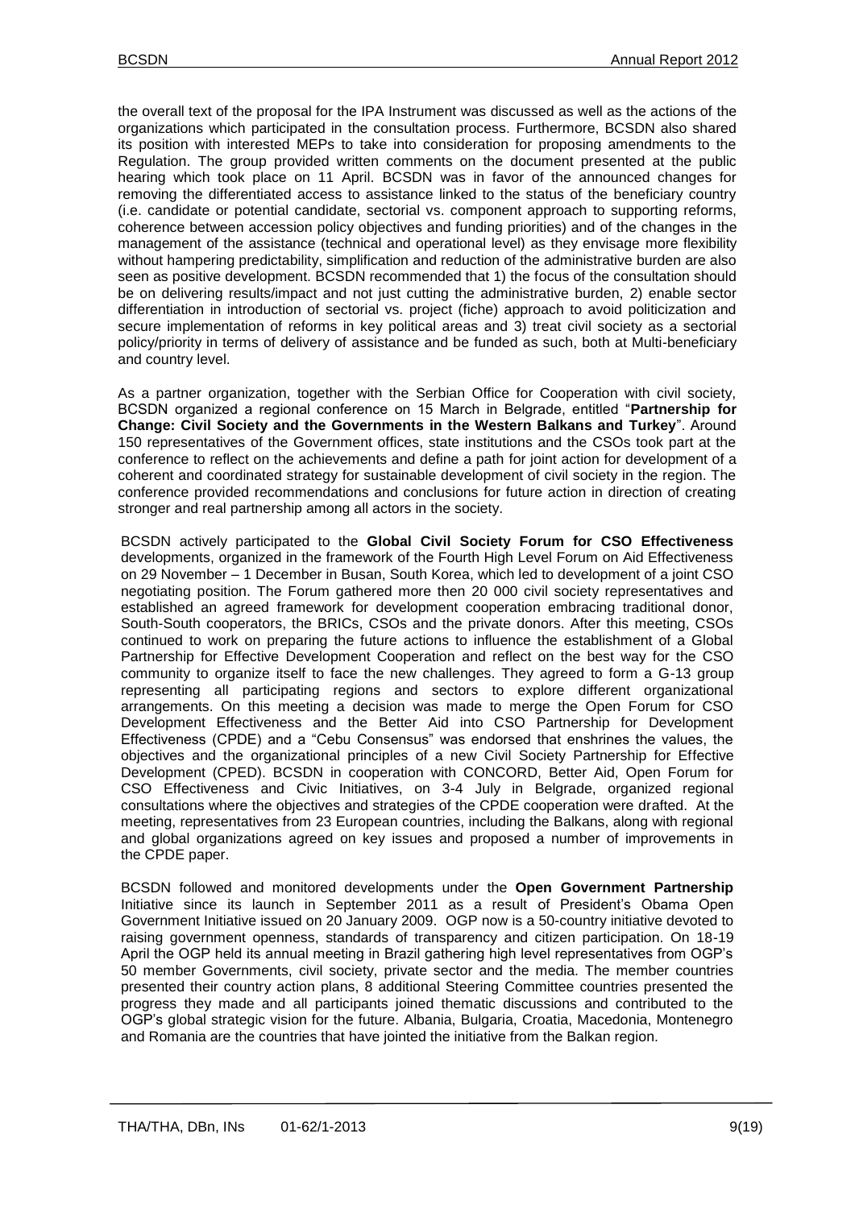the overall text of the proposal for the IPA Instrument was discussed as well as the actions of the organizations which participated in the consultation process. Furthermore, BCSDN also shared its position with interested MEPs to take into consideration for proposing amendments to the Regulation. The group provided written comments on the document presented at the public hearing which took place on 11 April. BCSDN was in favor of the announced changes for removing the differentiated access to assistance linked to the status of the beneficiary country (i.e. candidate or potential candidate, sectorial vs. component approach to supporting reforms, coherence between accession policy objectives and funding priorities) and of the changes in the management of the assistance (technical and operational level) as they envisage more flexibility without hampering predictability, simplification and reduction of the administrative burden are also seen as positive development. BCSDN recommended that 1) the focus of the consultation should be on delivering results/impact and not just cutting the administrative burden, 2) enable sector differentiation in introduction of sectorial vs. project (fiche) approach to avoid politicization and secure implementation of reforms in key political areas and 3) treat civil society as a sectorial policy/priority in terms of delivery of assistance and be funded as such, both at Multi-beneficiary and country level.

As a partner organization, together with the Serbian Office for Cooperation with civil society, BCSDN organized a regional conference on 15 March in Belgrade, entitled "**Partnership for Change: Civil Society and the Governments in the Western Balkans and Turkey**". Around 150 representatives of the Government offices, state institutions and the CSOs took part at the conference to reflect on the achievements and define a path for joint action for development of a coherent and coordinated strategy for sustainable development of civil society in the region. The conference provided recommendations and conclusions for future action in direction of creating stronger and real partnership among all actors in the society.

BCSDN actively participated to the **Global Civil Society Forum for CSO Effectiveness** developments, organized in the framework of the Fourth High Level Forum on Aid Effectiveness on 29 November – 1 December in Busan, South Korea, which led to development of a joint CSO negotiating position. The Forum gathered more then 20 000 civil society representatives and established an agreed framework for development cooperation embracing traditional donor, South-South cooperators, the BRICs, CSOs and the private donors. After this meeting, CSOs continued to work on preparing the future actions to influence the establishment of a Global Partnership for Effective Development Cooperation and reflect on the best way for the CSO community to organize itself to face the new challenges. They agreed to form a G-13 group representing all participating regions and sectors to explore different organizational arrangements. On this meeting a decision was made to merge the Open Forum for CSO Development Effectiveness and the Better Aid into CSO Partnership for Development Effectiveness (CPDE) and a "Cebu Consensus" was endorsed that enshrines the values, the objectives and the organizational principles of a new Civil Society Partnership for Effective Development (CPED). BCSDN in cooperation with CONCORD, Better Aid, Open Forum for CSO Effectiveness and Civic Initiatives, on 3-4 July in Belgrade, organized regional consultations where the objectives and strategies of the CPDE cooperation were drafted. At the meeting, representatives from 23 European countries, including the Balkans, along with regional and global organizations agreed on key issues and proposed a number of improvements in the CPDE paper.

BCSDN followed and monitored developments under the **Open Government Partnership** Initiative since its launch in September 2011 as a result of President's Obama Open Government Initiative issued on 20 January 2009. OGP now is a 50-country initiative devoted to raising government openness, standards of transparency and citizen participation. On 18-19 April the OGP held its annual meeting in Brazil gathering high level representatives from OGP's 50 member Governments, civil society, private sector and the media. The member countries presented their country action plans, 8 additional Steering Committee countries presented the progress they made and all participants joined thematic discussions and contributed to the OGP's global strategic vision for the future. Albania, Bulgaria, Croatia, Macedonia, Montenegro and Romania are the countries that have jointed the initiative from the Balkan region.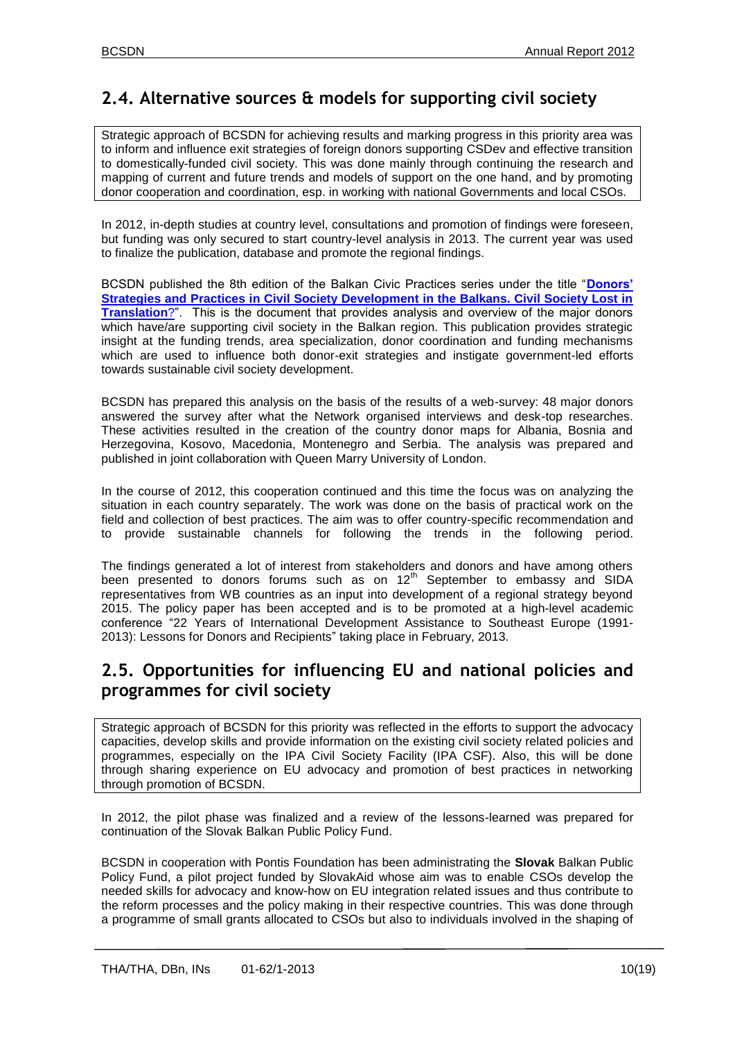## 2.4. Alternative sources & models for supporting civil society

Strategic approach of BCSDN for achieving results and marking progress in this priority area was to inform and influence exit strategies of foreign donors supporting CSDev and effective transition to domestically-funded civil society. This was done mainly through continuing the research and mapping of current and future trends and models of support on the one hand, and by promoting donor cooperation and coordination, esp. in working with national Governments and local CSOs.

In 2012, in-depth studies at country level, consultations and promotion of findings were foreseen, but funding was only secured to start country-level analysis in 2013. The current year was used to finalize the publication, database and promote the regional findings.

BCSDN published the 8th edition of the Balkan Civic Practices series under the title "**Donors' Strategies and Practices in Civil Society Development in the Balkans. Civil Society Lost in Translation**?". This is the document that provides analysis and overview of the major donors which have/are supporting civil society in the Balkan region. This publication provides strategic insight at the funding trends, area specialization, donor coordination and funding mechanisms which are used to influence both donor-exit strategies and instigate government-led efforts towards sustainable civil society development.

BCSDN has prepared this analysis on the basis of the results of a web-survey: 48 major donors answered the survey after what the Network organised interviews and desk-top researches. These activities resulted in the creation of the country donor maps for Albania, Bosnia and Herzegovina, Kosovo, Macedonia, Montenegro and Serbia. The analysis was prepared and published in joint collaboration with Queen Marry University of London.

In the course of 2012, this cooperation continued and this time the focus was on analyzing the situation in each country separately. The work was done on the basis of practical work on the field and collection of best practices. The aim was to offer country-specific recommendation and to provide sustainable channels for following the trends in the following period.

The findings generated a lot of interest from stakeholders and donors and have among others been presented to donors forums such as on 12th September to embassy and SIDA representatives from WB countries as an input into development of a regional strategy beyond 2015. The policy paper has been accepted and is to be promoted at a high-level academic conference "22 Years of International Development Assistance to Southeast Europe (1991-2013): Lessons for Donors and Recipients" taking place in February, 2013.

## 2.5. Opportunities for influencing EU and national policies and programmes for civil society

Strategic approach of BCSDN for this priority was reflected in the efforts to support the advocacy capacities, develop skills and provide information on the existing civil society related policies and programmes, especially on the IPA Civil Society Facility (IPA CSF). Also, this will be done through sharing experience on EU advocacy and promotion of best practices in networking through promotion of BCSDN.

In 2012, the pilot phase was finalized and a review of the lessons-learned was prepared for continuation of the Slovak Balkan Public Policy Fund.

BCSDN in cooperation with Pontis Foundation has been administrating the **Slovak** Balkan Public Policy Fund, a pilot project funded by SlovakAid whose aim was to enable CSOs develop the needed skills for advocacy and know-how on EU integration related issues and thus contribute to the reform processes and the policy making in their respective countries. This was done through a programme of small grants allocated to CSOs but also to individuals involved in the shaping of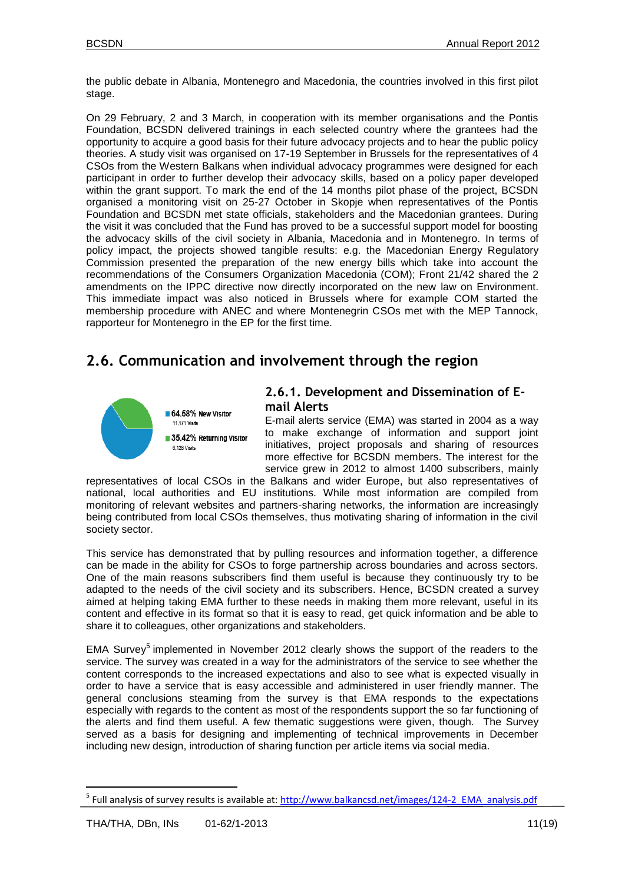the public debate in Albania, Montenegro and Macedonia, the countries involved in this first pilot stage.

On 29 February, 2 and 3 March, in cooperation with its member organisations and the Pontis Foundation, BCSDN delivered trainings in each selected country where the grantees had the opportunity to acquire a good basis for their future advocacy projects and to hear the public policy theories. A study visit was organised on 17-19 September in Brussels for the representatives of 4 CSOs from the Western Balkans when individual advocacy programmes were designed for each participant in order to further develop their advocacy skills, based on a policy paper developed within the grant support. To mark the end of the 14 months pilot phase of the project, BCSDN organised a monitoring visit on 25-27 October in Skopje when representatives of the Pontis Foundation and BCSDN met state officials, stakeholders and the Macedonian grantees. During the visit it was concluded that the Fund has proved to be a successful support model for boosting the advocacy skills of the civil society in Albania, Macedonia and in Montenegro. In terms of policy impact, the projects showed tangible results: e.g. the Macedonian Energy Regulatory Commission presented the preparation of the new energy bills which take into account the recommendations of the Consumers Organization Macedonia (COM); Front 21/42 shared the 2 amendments on the IPPC directive now directly incorporated on the new law on Environment. This immediate impact was also noticed in Brussels where for example COM started the membership procedure with ANEC and where Montenegrin CSOs met with the MEP Tannock, rapporteur for Montenegro in the EP for the first time.

## 2.6. Communication and involvement through the region

64.58% New Visitor
11,171 Visits

35.42% Returning Visitor
6,128 Visits

### 2.6.1. Development and Dissemination of E-mail Alerts

E-mail alerts service (EMA) was started in 2004 as a way to make exchange of information and support joint initiatives, project proposals and sharing of resources more effective for BCSDN members. The interest for the service grew in 2012 to almost 1400 subscribers, mainly representatives of local CSOs in the Balkans and wider Europe, but also representatives of national, local authorities and EU institutions. While most information are compiled from monitoring of relevant websites and partners-sharing networks, the information are increasingly being contributed from local CSOs themselves, thus motivating sharing of information in the civil society sector.

This service has demonstrated that by pulling resources and information together, a difference can be made in the ability for CSOs to forge partnership across boundaries and across sectors. One of the main reasons subscribers find them useful is because they continuously try to be adapted to the needs of the civil society and its subscribers. Hence, BCSDN created a survey aimed at helping taking EMA further to these needs in making them more relevant, useful in its content and effective in its format so that it is easy to read, get quick information and be able to share it to colleagues, other organizations and stakeholders.

EMA Survey[5] implemented in November 2012 clearly shows the support of the readers to the service. The survey was created in a way for the administrators of the service to see whether the content corresponds to the increased expectations and also to see what is expected visually in order to have a service that is easy accessible and administered in user friendly manner. The general conclusions steaming from the survey is that EMA responds to the expectations especially with regards to the content as most of the respondents support the so far functioning of the alerts and find them useful. A few thematic suggestions were given, though. The Survey served as a basis for designing and implementing of technical improvements in December including new design, introduction of sharing function per article items via social media.

[5] Full analysis of survey results is available at: http://www.balkancsd.net/images/124-2_EMA_analysis.pdf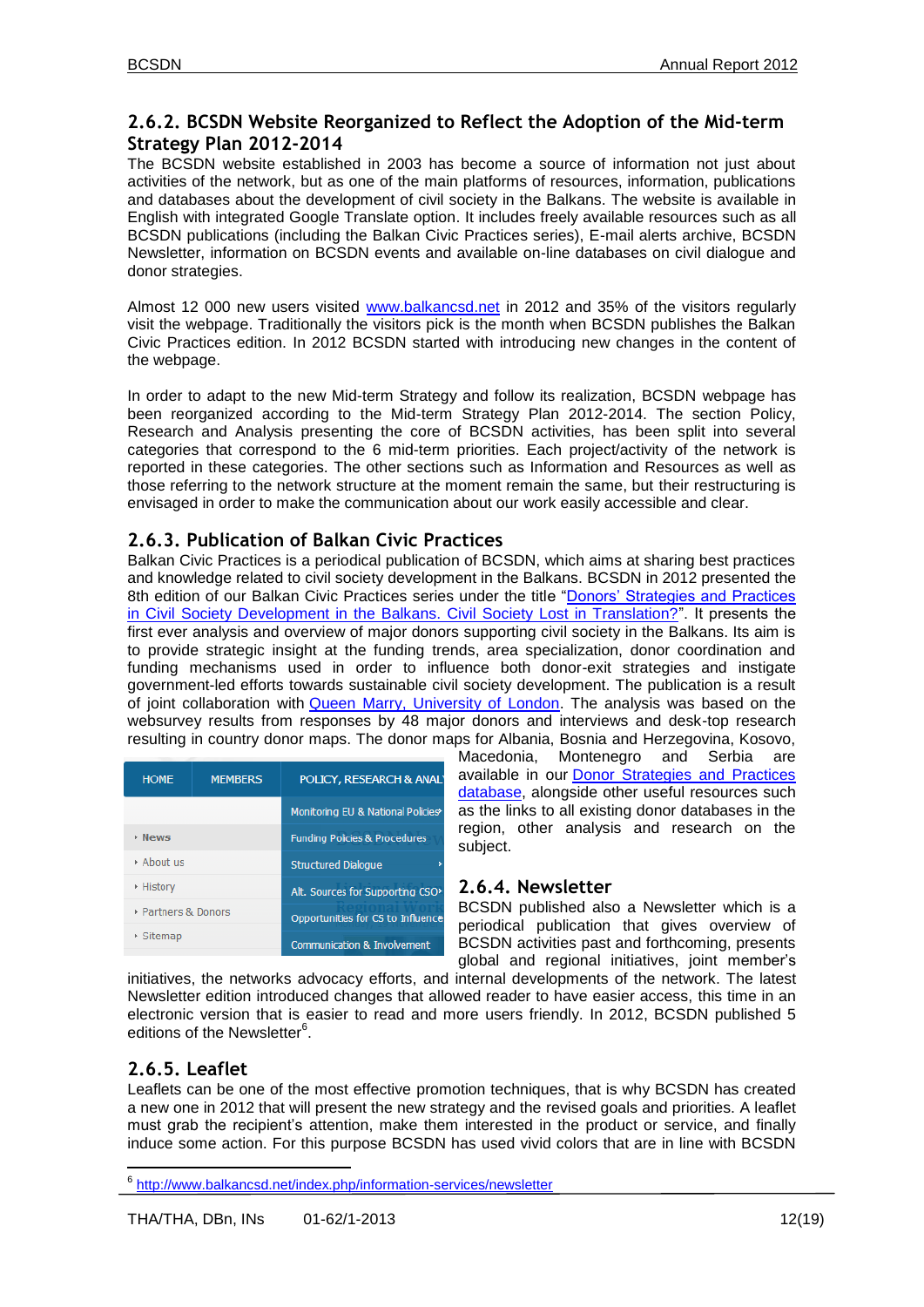### 2.6.2. BCSDN Website Reorganized to Reflect the Adoption of the Mid-term Strategy Plan 2012-2014

The BCSDN website established in 2003 has become a source of information not just about activities of the network, but as one of the main platforms of resources, information, publications and databases about the development of civil society in the Balkans. The website is available in English with integrated Google Translate option. It includes freely available resources such as all BCSDN publications (including the Balkan Civic Practices series), E-mail alerts archive, BCSDN Newsletter, information on BCSDN events and available on-line databases on civil dialogue and donor strategies.

Almost 12 000 new users visited www.balkancsd.net in 2012 and 35% of the visitors regularly visit the webpage. Traditionally the visitors pick is the month when BCSDN publishes the Balkan Civic Practices edition. In 2012 BCSDN started with introducing new changes in the content of the webpage.

In order to adapt to the new Mid-term Strategy and follow its realization, BCSDN webpage has been reorganized according to the Mid-term Strategy Plan 2012-2014. The section Policy, Research and Analysis presenting the core of BCSDN activities, has been split into several categories that correspond to the 6 mid-term priorities. Each project/activity of the network is reported in these categories. The other sections such as Information and Resources as well as those referring to the network structure at the moment remain the same, but their restructuring is envisaged in order to make the communication about our work easily accessible and clear.

### 2.6.3. Publication of Balkan Civic Practices

Balkan Civic Practices is a periodical publication of BCSDN, which aims at sharing best practices and knowledge related to civil society development in the Balkans. BCSDN in 2012 presented the 8th edition of our Balkan Civic Practices series under the title "Donors' Strategies and Practices in Civil Society Development in the Balkans. Civil Society Lost in Translation?". It presents the first ever analysis and overview of major donors supporting civil society in the Balkans. Its aim is to provide strategic insight at the funding trends, area specialization, donor coordination and funding mechanisms used in order to influence both donor-exit strategies and instigate government-led efforts towards sustainable civil society development. The publication is a result of joint collaboration with Queen Marry, University of London. The analysis was based on the websurvey results from responses by 48 major donors and interviews and desk-top research resulting in country donor maps. The donor maps for Albania, Bosnia and Herzegovina, Kosovo, Macedonia, Montenegro and Serbia are available in our Donor Strategies and Practices database, alongside other useful resources such as the links to all existing donor databases in the region, other analysis and research on the subject.

| HOME | MEMBERS | POLICY, RESEARCH & ANAL |
|---|---|---|
| | | Monitoring EU & National Policies |
| News | | Funding Policies & Procedures |
| About us | | Structured Dialogue |
| History | | Alt. Sources for Supporting CSO |
| Partners & Donors | | Opportunities for CS to Influence |
| Sitemap | | Communication & Involvement |

### 2.6.4. Newsletter

BCSDN published also a Newsletter which is a periodical publication that gives overview of BCSDN activities past and forthcoming, presents global and regional initiatives, joint member's initiatives, the networks advocacy efforts, and internal developments of the network. The latest Newsletter edition introduced changes that allowed reader to have easier access, this time in an electronic version that is easier to read and more users friendly. In 2012, BCSDN published 5 editions of the Newsletter[6].

### 2.6.5. Leaflet

Leaflets can be one of the most effective promotion techniques, that is why BCSDN has created a new one in 2012 that will present the new strategy and the revised goals and priorities. A leaflet must grab the recipient's attention, make them interested in the product or service, and finally induce some action. For this purpose BCSDN has used vivid colors that are in line with BCSDN

---

[6] http://www.balkancsd.net/index.php/information-services/newsletter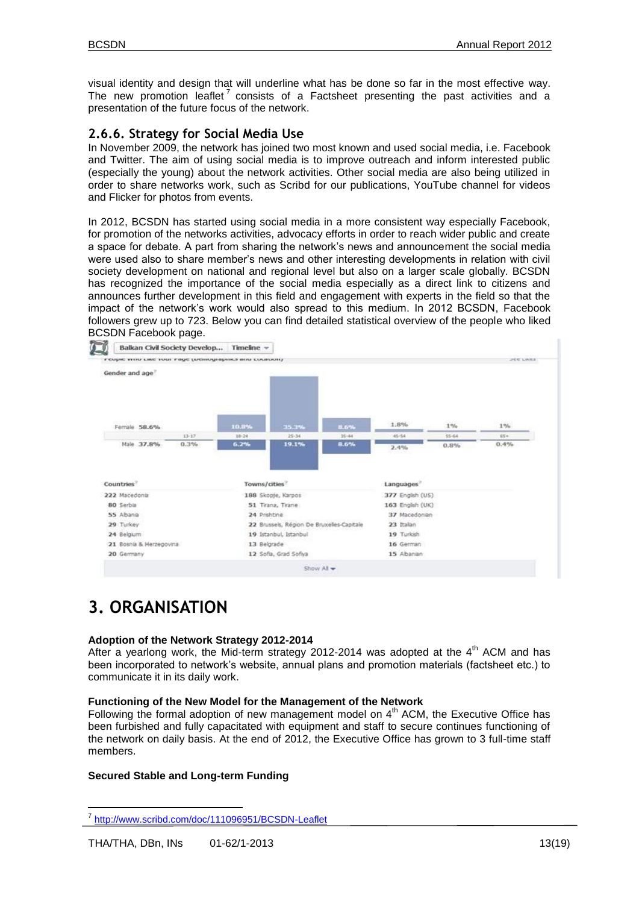visual identity and design that will underline what has be done so far in the most effective way. The new promotion leaflet[7] consists of a Factsheet presenting the past activities and a presentation of the future focus of the network.

### 2.6.6. Strategy for Social Media Use

In November 2009, the network has joined two most known and used social media, i.e. Facebook and Twitter. The aim of using social media is to improve outreach and inform interested public (especially the young) about the network activities. Other social media are also being utilized in order to share networks work, such as Scribd for our publications, YouTube channel for videos and Flicker for photos from events.

In 2012, BCSDN has started using social media in a more consistent way especially Facebook, for promotion of the networks activities, advocacy efforts in order to reach wider public and create a space for debate. A part from sharing the network's news and announcement the social media were used also to share member's news and other interesting developments in relation with civil society development on national and regional level but also on a larger scale globally. BCSDN has recognized the importance of the social media especially as a direct link to citizens and announces further development in this field and engagement with experts in the field so that the impact of the network's work would also spread to this medium. In 2012 BCSDN, Facebook followers grew up to 723. Below you can find detailed statistical overview of the people who liked BCSDN Facebook page.

Balkan Civil Society Develop... | Timeline

People Who Like Your Page (Demographics and Location)

**Gender and age**

| | 13-17 | 18-24 | 25-34 | 35-44 | 45-54 | 55-64 | 65+ |
|---|---|---|---|---|---|---|---|
| Female 58.6% | | 10.8% | 35.3% | 8.6% | 1.8% | 1% | 1% |
| Male 37.8% | 0.3% | 6.2% | 19.1% | 8.6% | 2.4% | 0.8% | 0.4% |

| Countries | Towns/cities | Languages |
|---|---|---|
| 222 Macedonia | 188 Skopje, Karpos | 377 English (US) |
| 80 Serbia | 51 Tirana, Tirane | 163 English (UK) |
| 55 Albania | 24 Prishtine | 37 Macedonian |
| 29 Turkey | 22 Brussels, Région De Bruxelles-Capitale | 23 Italian |
| 24 Belgium | 19 Istanbul, Istanbul | 19 Turkish |
| 21 Bosnia & Herzegovina | 13 Belgrade | 16 German |
| 20 Germany | 12 Sofia, Grad Sofiya | 15 Albanian |

Show All

# 3. ORGANISATION

**Adoption of the Network Strategy 2012-2014**

After a yearlong work, the Mid-term strategy 2012-2014 was adopted at the 4th ACM and has been incorporated to network's website, annual plans and promotion materials (factsheet etc.) to communicate it in its daily work.

**Functioning of the New Model for the Management of the Network**

Following the formal adoption of new management model on 4th ACM, the Executive Office has been furbished and fully capacitated with equipment and staff to secure continues functioning of the network on daily basis. At the end of 2012, the Executive Office has grown to 3 full-time staff members.

**Secured Stable and Long-term Funding**

[7] http://www.scribd.com/doc/111096951/BCSDN-Leaflet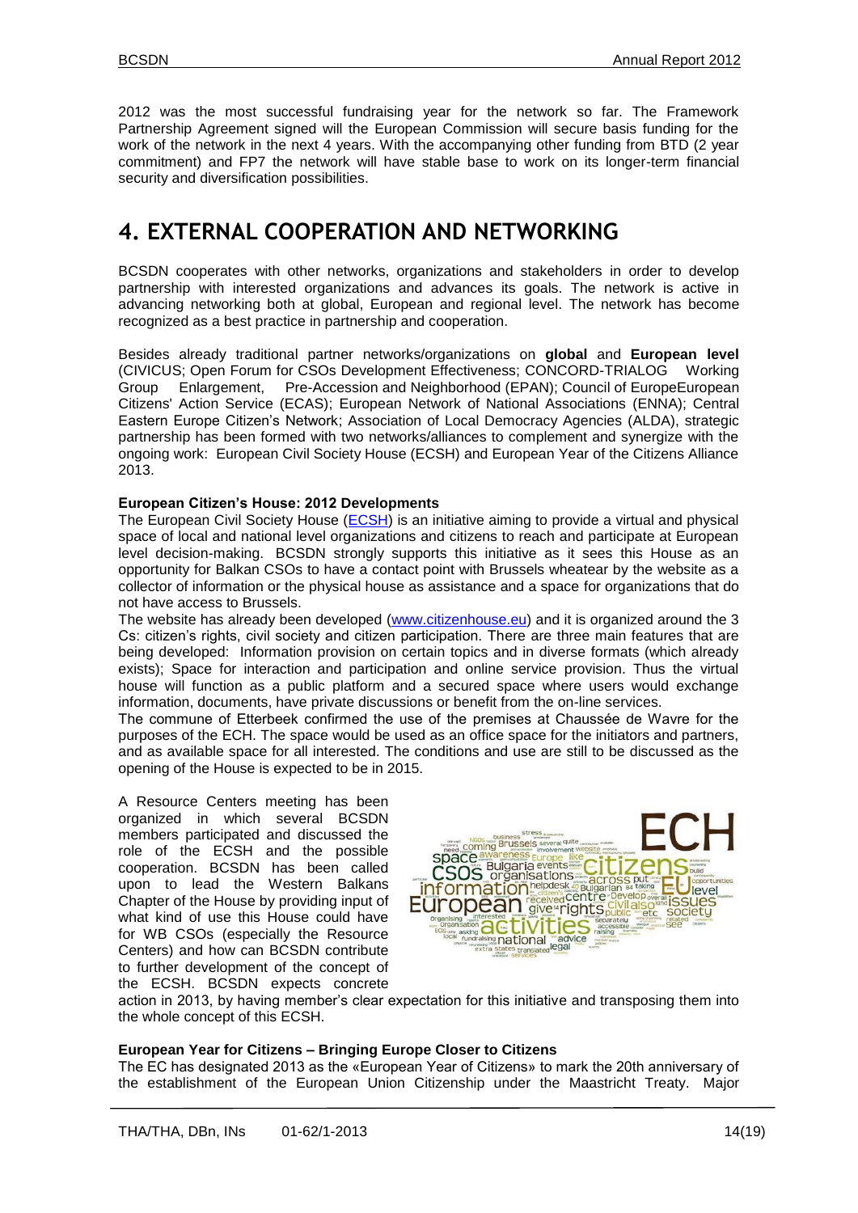2012 was the most successful fundraising year for the network so far. The Framework Partnership Agreement signed will the European Commission will secure basis funding for the work of the network in the next 4 years. With the accompanying other funding from BTD (2 year commitment) and FP7 the network will have stable base to work on its longer-term financial security and diversification possibilities.

# 4. EXTERNAL COOPERATION AND NETWORKING

BCSDN cooperates with other networks, organizations and stakeholders in order to develop partnership with interested organizations and advances its goals. The network is active in advancing networking both at global, European and regional level. The network has become recognized as a best practice in partnership and cooperation.

Besides already traditional partner networks/organizations on **global** and **European level** (CIVICUS; Open Forum for CSOs Development Effectiveness; CONCORD-TRIALOG Working Group Enlargement, Pre-Accession and Neighborhood (EPAN); Council of EuropeEuropean Citizens' Action Service (ECAS); European Network of National Associations (ENNA); Central Eastern Europe Citizen's Network; Association of Local Democracy Agencies (ALDA), strategic partnership has been formed with two networks/alliances to complement and synergize with the ongoing work: European Civil Society House (ECSH) and European Year of the Citizens Alliance 2013.

**European Citizen's House: 2012 Developments**

The European Civil Society House (ECSH) is an initiative aiming to provide a virtual and physical space of local and national level organizations and citizens to reach and participate at European level decision-making. BCSDN strongly supports this initiative as it sees this House as an opportunity for Balkan CSOs to have a contact point with Brussels wheatear by the website as a collector of information or the physical house as assistance and a space for organizations that do not have access to Brussels.

The website has already been developed (www.citizenhouse.eu) and it is organized around the 3 Cs: citizen's rights, civil society and citizen participation. There are three main features that are being developed: Information provision on certain topics and in diverse formats (which already exists); Space for interaction and participation and online service provision. Thus the virtual house will function as a public platform and a secured space where users would exchange information, documents, have private discussions or benefit from the on-line services.

The commune of Etterbeek confirmed the use of the premises at Chaussée de Wavre for the purposes of the ECH. The space would be used as an office space for the initiators and partners, and as available space for all interested. The conditions and use are still to be discussed as the opening of the House is expected to be in 2015.

A Resource Centers meeting has been organized in which several BCSDN members participated and discussed the role of the ECSH and the possible cooperation. BCSDN has been called upon to lead the Western Balkans Chapter of the House by providing input of what kind of use this House could have for WB CSOs (especially the Resource Centers) and how can BCSDN contribute to further development of the concept of the ECSH. BCSDN expects concrete action in 2013, by having member's clear expectation for this initiative and transposing them into the whole concept of this ECSH.

**European Year for Citizens – Bringing Europe Closer to Citizens**

The EC has designated 2013 as the «European Year of Citizens» to mark the 20th anniversary of the establishment of the European Union Citizenship under the Maastricht Treaty. Major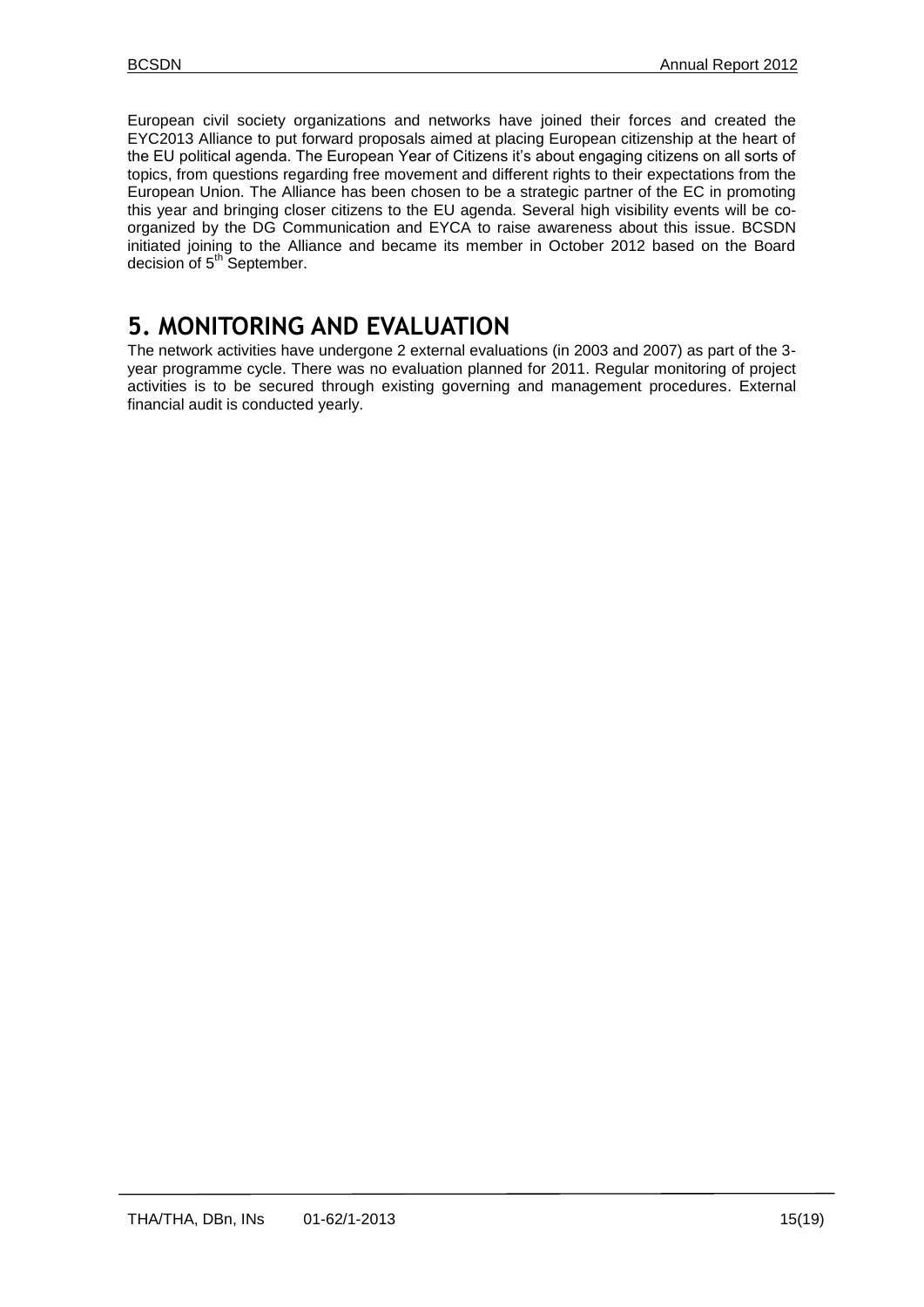European civil society organizations and networks have joined their forces and created the EYC2013 Alliance to put forward proposals aimed at placing European citizenship at the heart of the EU political agenda. The European Year of Citizens it's about engaging citizens on all sorts of topics, from questions regarding free movement and different rights to their expectations from the European Union. The Alliance has been chosen to be a strategic partner of the EC in promoting this year and bringing closer citizens to the EU agenda. Several high visibility events will be co-organized by the DG Communication and EYCA to raise awareness about this issue. BCSDN initiated joining to the Alliance and became its member in October 2012 based on the Board decision of 5th September.

# 5. MONITORING AND EVALUATION

The network activities have undergone 2 external evaluations (in 2003 and 2007) as part of the 3-year programme cycle. There was no evaluation planned for 2011. Regular monitoring of project activities is to be secured through existing governing and management procedures. External financial audit is conducted yearly.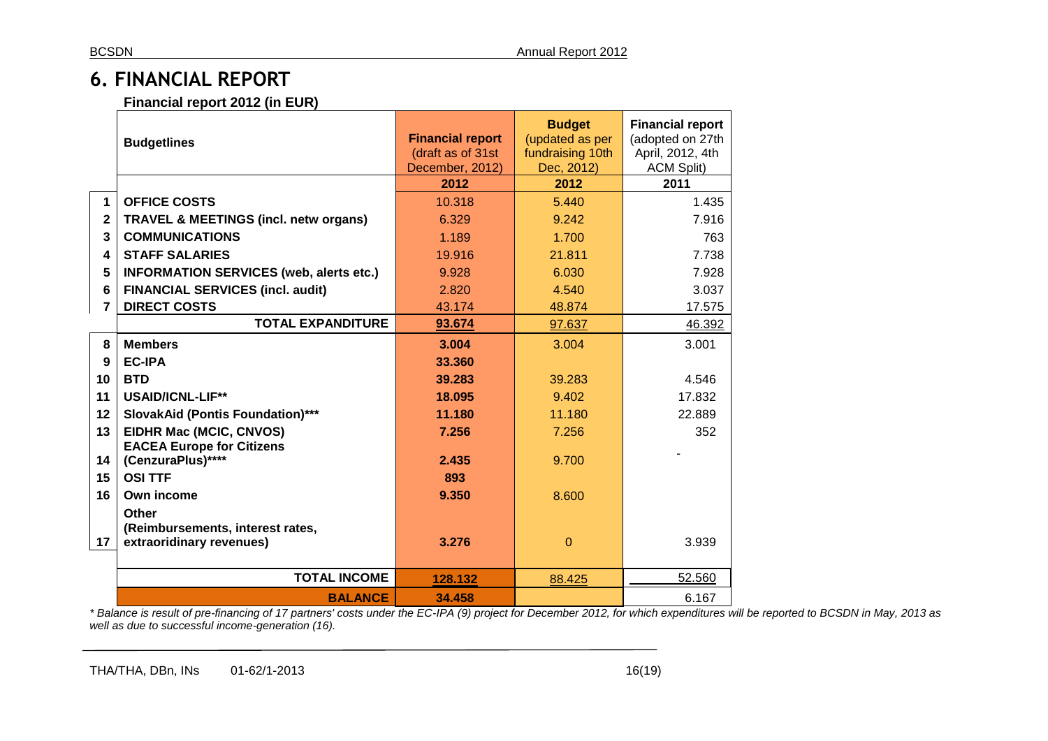# 6. FINANCIAL REPORT

**Financial report 2012 (in EUR)**

| | Budgetlines | Financial report (draft as of 31st December, 2012) | Budget (updated as per fundraising 10th Dec, 2012) | Financial report (adopted on 27th April, 2012, 4th ACM Split) |
|---|---|---|---|---|
| | | 2012 | 2012 | 2011 |
| 1 | **OFFICE COSTS** | 10.318 | 5.440 | 1.435 |
| 2 | **TRAVEL & MEETINGS (incl. netw organs)** | 6.329 | 9.242 | 7.916 |
| 3 | **COMMUNICATIONS** | 1.189 | 1.700 | 763 |
| 4 | **STAFF SALARIES** | 19.916 | 21.811 | 7.738 |
| 5 | **INFORMATION SERVICES (web, alerts etc.)** | 9.928 | 6.030 | 7.928 |
| 6 | **FINANCIAL SERVICES (incl. audit)** | 2.820 | 4.540 | 3.037 |
| 7 | **DIRECT COSTS** | 43.174 | 48.874 | 17.575 |
| | **TOTAL EXPANDITURE** | **93.674** | 97.637 | 46.392 |
| 8 | **Members** | **3.004** | 3.004 | 3.001 |
| 9 | **EC-IPA** | **33.360** | | |
| 10 | **BTD** | **39.283** | 39.283 | 4.546 |
| 11 | **USAID/ICNL-LIF**** | **18.095** | 9.402 | 17.832 |
| 12 | **SlovakAid (Pontis Foundation)***** | **11.180** | 11.180 | 22.889 |
| 13 | **EIDHR Mac (MCIC, CNVOS)** | **7.256** | 7.256 | 352 |
| 14 | **EACEA Europe for Citizens (CenzuraPlus)****** | **2.435** | 9.700 | - |
| 15 | **OSI TTF** | **893** | | |
| 16 | **Own income** | **9.350** | 8.600 | |
| 17 | **Other (Reimbursements, interest rates, extraoridinary revenues)** | **3.276** | 0 | 3.939 |
| | **TOTAL INCOME** | **128.132** | 88.425 | 52.560 |
| | **BALANCE** | **34.458** | | 6.167 |

*\* Balance is result of pre-financing of 17 partners' costs under the EC-IPA (9) project for December 2012, for which expenditures will be reported to BCSDN in May, 2013 as well as due to successful income-generation (16).*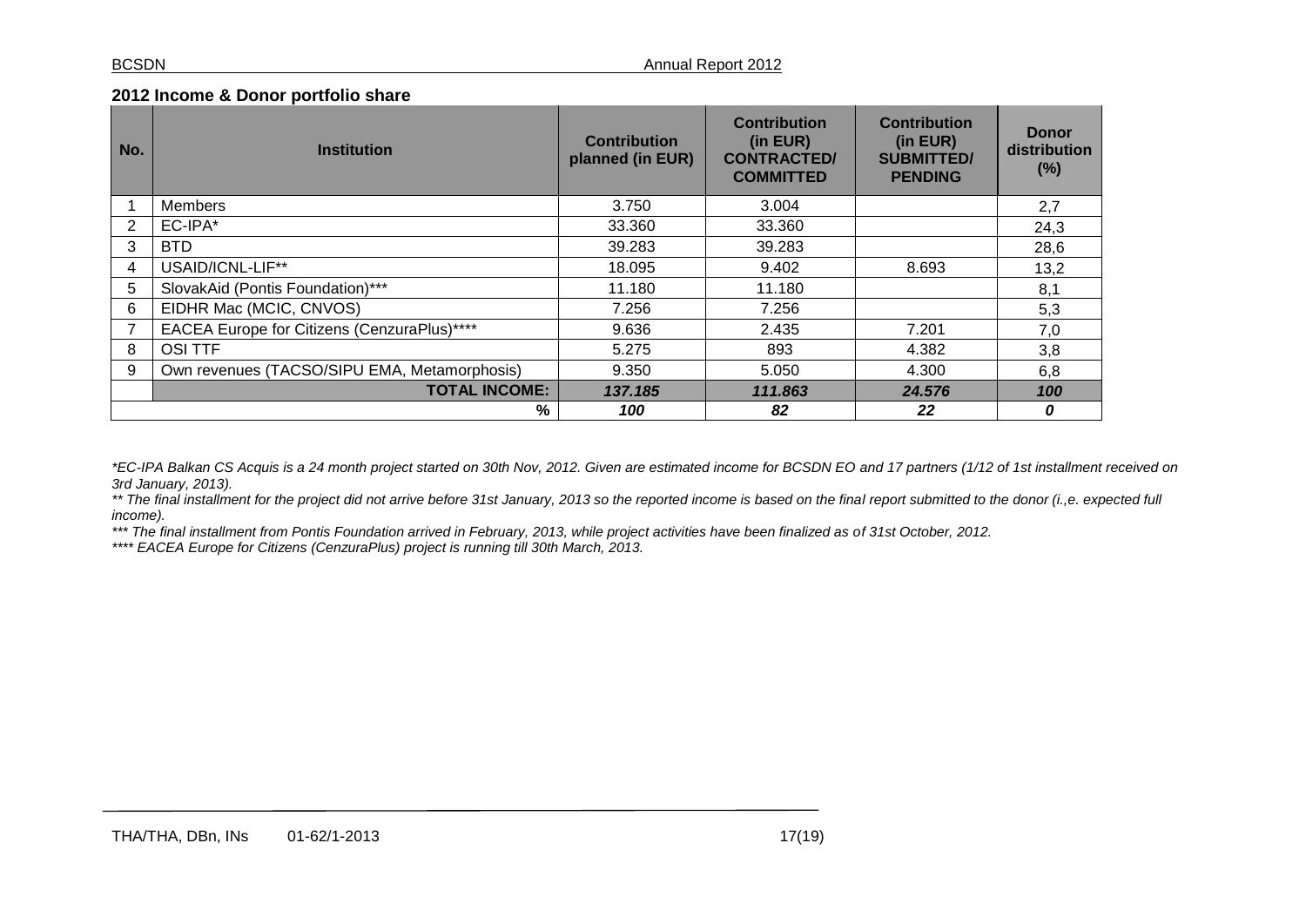**2012 Income & Donor portfolio share**

| No. | Institution | Contribution planned (in EUR) | Contribution (in EUR) CONTRACTED/ COMMITTED | Contribution (in EUR) SUBMITTED/ PENDING | Donor distribution (%) |
|---|---|---|---|---|---|
| 1 | Members | 3.750 | 3.004 | | 2,7 |
| 2 | EC-IPA* | 33.360 | 33.360 | | 24,3 |
| 3 | BTD | 39.283 | 39.283 | | 28,6 |
| 4 | USAID/ICNL-LIF** | 18.095 | 9.402 | 8.693 | 13,2 |
| 5 | SlovakAid (Pontis Foundation)*** | 11.180 | 11.180 | | 8,1 |
| 6 | EIDHR Mac (MCIC, CNVOS) | 7.256 | 7.256 | | 5,3 |
| 7 | EACEA Europe for Citizens (CenzuraPlus)**** | 9.636 | 2.435 | 7.201 | 7,0 |
| 8 | OSI TTF | 5.275 | 893 | 4.382 | 3,8 |
| 9 | Own revenues (TACSO/SIPU EMA, Metamorphosis) | 9.350 | 5.050 | 4.300 | 6,8 |
| | **TOTAL INCOME:** | ***137.185*** | ***111.863*** | ***24.576*** | ***100*** |
| | **%** | ***100*** | ***82*** | ***22*** | ***0*** |

*\*EC-IPA Balkan CS Acquis is a 24 month project started on 30th Nov, 2012. Given are estimated income for BCSDN EO and 17 partners (1/12 of 1st installment received on 3rd January, 2013).*

*\*\* The final installment for the project did not arrive before 31st January, 2013 so the reported income is based on the final report submitted to the donor (i.,e. expected full income).*

*\*\*\* The final installment from Pontis Foundation arrived in February, 2013, while project activities have been finalized as of 31st October, 2012.*

*\*\*\*\* EACEA Europe for Citizens (CenzuraPlus) project is running till 30th March, 2013.*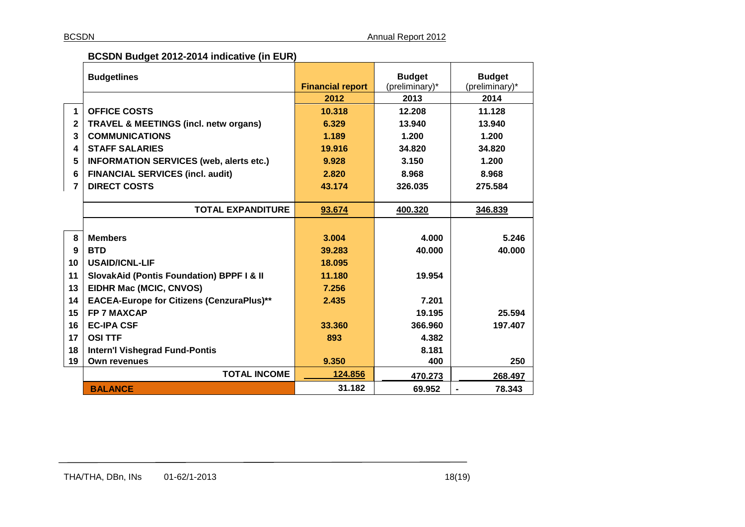## BCSDN Budget 2012-2014 indicative (in EUR)

| | Budgetlines | Financial report | Budget (preliminary)* | Budget (preliminary)* |
|---|---|---|---|---|
| | | 2012 | 2013 | 2014 |
| 1 | **OFFICE COSTS** | 10.318 | 12.208 | 11.128 |
| 2 | **TRAVEL & MEETINGS (incl. netw organs)** | 6.329 | 13.940 | 13.940 |
| 3 | **COMMUNICATIONS** | 1.189 | 1.200 | 1.200 |
| 4 | **STAFF SALARIES** | 19.916 | 34.820 | 34.820 |
| 5 | **INFORMATION SERVICES (web, alerts etc.)** | 9.928 | 3.150 | 1.200 |
| 6 | **FINANCIAL SERVICES (incl. audit)** | 2.820 | 8.968 | 8.968 |
| 7 | **DIRECT COSTS** | 43.174 | 326.035 | 275.584 |
| | **TOTAL EXPANDITURE** | 93.674 | 400.320 | 346.839 |
| 8 | **Members** | 3.004 | 4.000 | 5.246 |
| 9 | **BTD** | 39.283 | 40.000 | 40.000 |
| 10 | **USAID/ICNL-LIF** | 18.095 | | |
| 11 | **SlovakAid (Pontis Foundation) BPPF I & II** | 11.180 | 19.954 | |
| 13 | **EIDHR Mac (MCIC, CNVOS)** | 7.256 | | |
| 14 | **EACEA-Europe for Citizens (CenzuraPlus)**** | 2.435 | 7.201 | |
| 15 | **FP 7 MAXCAP** | | 19.195 | 25.594 |
| 16 | **EC-IPA CSF** | 33.360 | 366.960 | 197.407 |
| 17 | **OSI TTF** | 893 | 4.382 | |
| 18 | **Intern'l Vishegrad Fund-Pontis** | | 8.181 | |
| 19 | **Own revenues** | 9.350 | 400 | 250 |
| | **TOTAL INCOME** | 124.856 | 470.273 | 268.497 |
| | **BALANCE** | 31.182 | 69.952 | - 78.343 |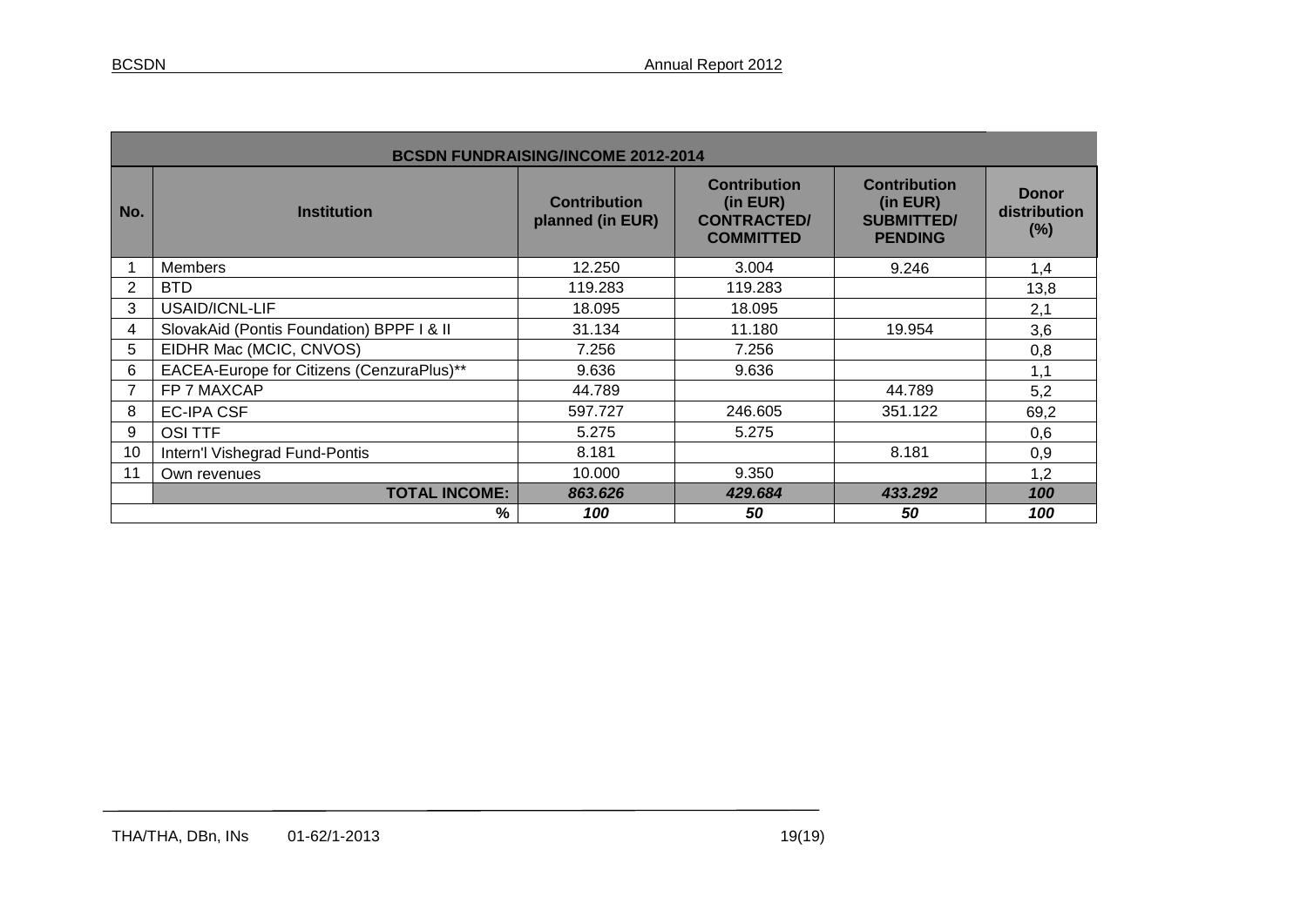| BCSDN FUNDRAISING/INCOME 2012-2014 | | | | | |
|---|---|---|---|---|---|
| **No.** | **Institution** | **Contribution planned (in EUR)** | **Contribution (in EUR) CONTRACTED/ COMMITTED** | **Contribution (in EUR) SUBMITTED/ PENDING** | **Donor distribution (%)** |
| 1 | Members | 12.250 | 3.004 | 9.246 | 1,4 |
| 2 | BTD | 119.283 | 119.283 | | 13,8 |
| 3 | USAID/ICNL-LIF | 18.095 | 18.095 | | 2,1 |
| 4 | SlovakAid (Pontis Foundation) BPPF I & II | 31.134 | 11.180 | 19.954 | 3,6 |
| 5 | EIDHR Mac (MCIC, CNVOS) | 7.256 | 7.256 | | 0,8 |
| 6 | EACEA-Europe for Citizens (CenzuraPlus)** | 9.636 | 9.636 | | 1,1 |
| 7 | FP 7 MAXCAP | 44.789 | | 44.789 | 5,2 |
| 8 | EC-IPA CSF | 597.727 | 246.605 | 351.122 | 69,2 |
| 9 | OSI TTF | 5.275 | 5.275 | | 0,6 |
| 10 | Intern'l Vishegrad Fund-Pontis | 8.181 | | 8.181 | 0,9 |
| 11 | Own revenues | 10.000 | 9.350 | | 1,2 |
| | **TOTAL INCOME:** | ***863.626*** | ***429.684*** | ***433.292*** | ***100*** |
| | **%** | ***100*** | ***50*** | ***50*** | ***100*** |

THA/THA, DBn, INs 01-62/1-2013